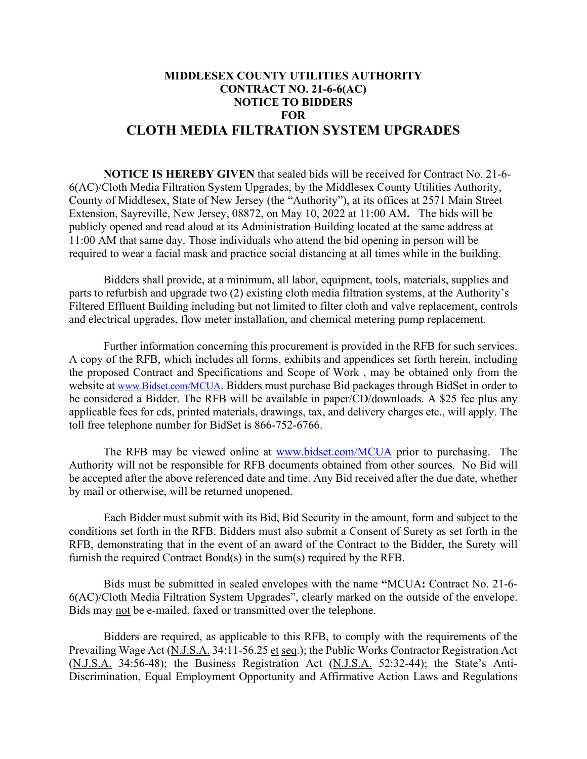# MIDDLESEX COUNTY UTILITIES AUTHORITY
## CONTRACT NO. 21-6-6(AC)
## NOTICE TO BIDDERS
## FOR
# CLOTH MEDIA FILTRATION SYSTEM UPGRADES

**NOTICE IS HEREBY GIVEN** that sealed bids will be received for Contract No. 21-6-6(AC)/Cloth Media Filtration System Upgrades, by the Middlesex County Utilities Authority, County of Middlesex, State of New Jersey (the "Authority"), at its offices at 2571 Main Street Extension, Sayreville, New Jersey, 08872, on May 10, 2022 at 11:00 AM**.** The bids will be publicly opened and read aloud at its Administration Building located at the same address at 11:00 AM that same day. Those individuals who attend the bid opening in person will be required to wear a facial mask and practice social distancing at all times while in the building.

Bidders shall provide, at a minimum, all labor, equipment, tools, materials, supplies and parts to refurbish and upgrade two (2) existing cloth media filtration systems, at the Authority's Filtered Effluent Building including but not limited to filter cloth and valve replacement, controls and electrical upgrades, flow meter installation, and chemical metering pump replacement.

Further information concerning this procurement is provided in the RFB for such services. A copy of the RFB, which includes all forms, exhibits and appendices set forth herein, including the proposed Contract and Specifications and Scope of Work , may be obtained only from the website at www.Bidset.com/MCUA. Bidders must purchase Bid packages through BidSet in order to be considered a Bidder. The RFB will be available in paper/CD/downloads. A $25 fee plus any applicable fees for cds, printed materials, drawings, tax, and delivery charges etc., will apply. The toll free telephone number for BidSet is 866-752-6766.

The RFB may be viewed online at www.bidset.com/MCUA prior to purchasing. The Authority will not be responsible for RFB documents obtained from other sources. No Bid will be accepted after the above referenced date and time. Any Bid received after the due date, whether by mail or otherwise, will be returned unopened.

Each Bidder must submit with its Bid, Bid Security in the amount, form and subject to the conditions set forth in the RFB. Bidders must also submit a Consent of Surety as set forth in the RFB, demonstrating that in the event of an award of the Contract to the Bidder, the Surety will furnish the required Contract Bond(s) in the sum(s) required by the RFB.

Bids must be submitted in sealed envelopes with the name **"**MCUA**:** Contract No. 21-6-6(AC)/Cloth Media Filtration System Upgrades", clearly marked on the outside of the envelope. Bids may not be e-mailed, faxed or transmitted over the telephone.

Bidders are required, as applicable to this RFB, to comply with the requirements of the Prevailing Wage Act (N.J.S.A. 34:11-56.25 et seq.); the Public Works Contractor Registration Act (N.J.S.A. 34:56-48); the Business Registration Act (N.J.S.A. 52:32-44); the State's Anti-Discrimination, Equal Employment Opportunity and Affirmative Action Laws and Regulations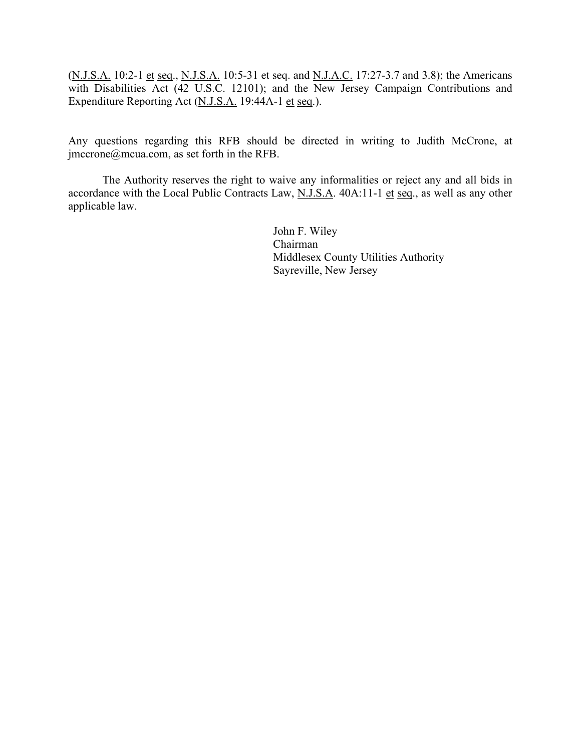(N.J.S.A. 10:2-1 et seq., N.J.S.A. 10:5-31 et seq. and N.J.A.C. 17:27-3.7 and 3.8); the Americans with Disabilities Act (42 U.S.C. 12101); and the New Jersey Campaign Contributions and Expenditure Reporting Act (N.J.S.A. 19:44A-1 et seq.).

Any questions regarding this RFB should be directed in writing to Judith McCrone, at jmccrone@mcua.com, as set forth in the RFB.

The Authority reserves the right to waive any informalities or reject any and all bids in accordance with the Local Public Contracts Law, N.J.S.A. 40A:11-1 et seq., as well as any other applicable law.

John F. Wiley
Chairman
Middlesex County Utilities Authority
Sayreville, New Jersey